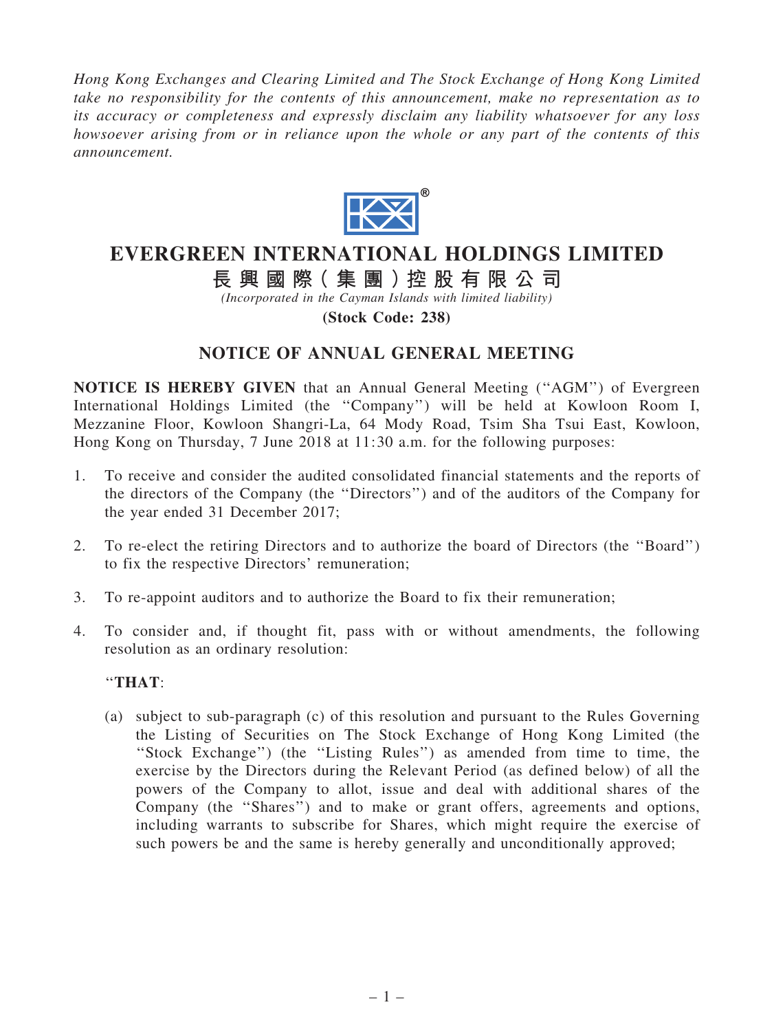*Hong Kong Exchanges and Clearing Limited and The Stock Exchange of Hong Kong Limited take no responsibility for the contents of this announcement, make no representation as to its accuracy or completeness and expressly disclaim any liability whatsoever for any loss howsoever arising from or in reliance upon the whole or any part of the contents of this announcement.*

# EVERGREEN INTERNATIONAL HOLDINGS LIMITED

# 長 興 國 際( 集 團 )控 股 有 限 公 司

*(Incorporated in the Cayman Islands with limited liability)*

**(Stock Code: 238)**

## NOTICE OF ANNUAL GENERAL MEETING

**NOTICE IS HEREBY GIVEN** that an Annual General Meeting (''AGM'') of Evergreen International Holdings Limited (the ''Company'') will be held at Kowloon Room I, Mezzanine Floor, Kowloon Shangri-La, 64 Mody Road, Tsim Sha Tsui East, Kowloon, Hong Kong on Thursday, 7 June 2018 at 11:30 a.m. for the following purposes:

1. To receive and consider the audited consolidated financial statements and the reports of the directors of the Company (the ''Directors'') and of the auditors of the Company for the year ended 31 December 2017;

2. To re-elect the retiring Directors and to authorize the board of Directors (the ''Board'') to fix the respective Directors' remuneration;

3. To re-appoint auditors and to authorize the Board to fix their remuneration;

4. To consider and, if thought fit, pass with or without amendments, the following resolution as an ordinary resolution:

   ''**THAT**:

   (a) subject to sub-paragraph (c) of this resolution and pursuant to the Rules Governing the Listing of Securities on The Stock Exchange of Hong Kong Limited (the ''Stock Exchange'') (the ''Listing Rules'') as amended from time to time, the exercise by the Directors during the Relevant Period (as defined below) of all the powers of the Company to allot, issue and deal with additional shares of the Company (the ''Shares'') and to make or grant offers, agreements and options, including warrants to subscribe for Shares, which might require the exercise of such powers be and the same is hereby generally and unconditionally approved;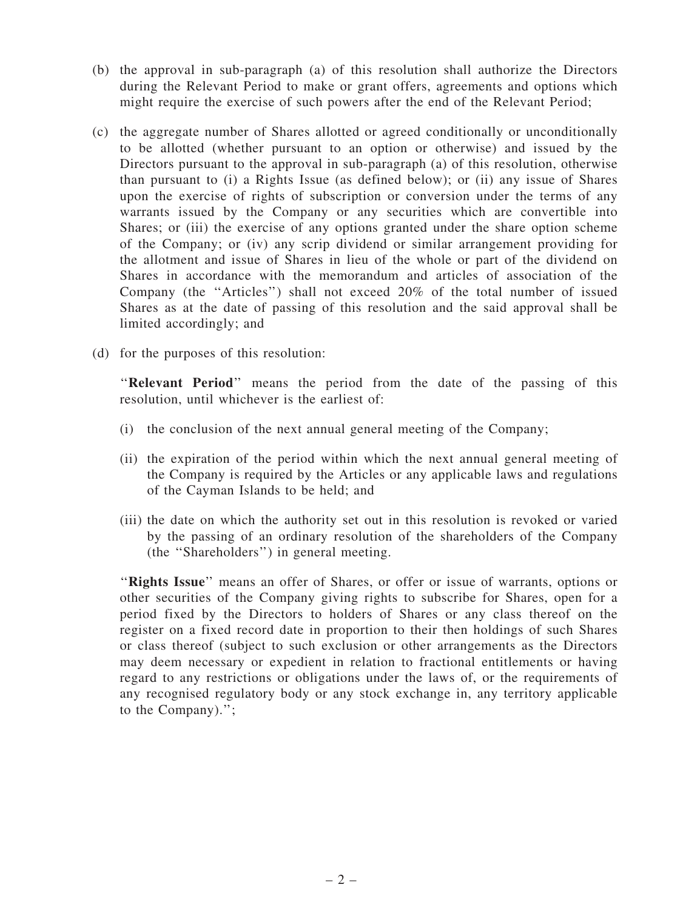(b) the approval in sub-paragraph (a) of this resolution shall authorize the Directors during the Relevant Period to make or grant offers, agreements and options which might require the exercise of such powers after the end of the Relevant Period;

(c) the aggregate number of Shares allotted or agreed conditionally or unconditionally to be allotted (whether pursuant to an option or otherwise) and issued by the Directors pursuant to the approval in sub-paragraph (a) of this resolution, otherwise than pursuant to (i) a Rights Issue (as defined below); or (ii) any issue of Shares upon the exercise of rights of subscription or conversion under the terms of any warrants issued by the Company or any securities which are convertible into Shares; or (iii) the exercise of any options granted under the share option scheme of the Company; or (iv) any scrip dividend or similar arrangement providing for the allotment and issue of Shares in lieu of the whole or part of the dividend on Shares in accordance with the memorandum and articles of association of the Company (the ''Articles'') shall not exceed 20% of the total number of issued Shares as at the date of passing of this resolution and the said approval shall be limited accordingly; and

(d) for the purposes of this resolution:

''**Relevant Period**'' means the period from the date of the passing of this resolution, until whichever is the earliest of:

(i) the conclusion of the next annual general meeting of the Company;

(ii) the expiration of the period within which the next annual general meeting of the Company is required by the Articles or any applicable laws and regulations of the Cayman Islands to be held; and

(iii) the date on which the authority set out in this resolution is revoked or varied by the passing of an ordinary resolution of the shareholders of the Company (the ''Shareholders'') in general meeting.

''**Rights Issue**'' means an offer of Shares, or offer or issue of warrants, options or other securities of the Company giving rights to subscribe for Shares, open for a period fixed by the Directors to holders of Shares or any class thereof on the register on a fixed record date in proportion to their then holdings of such Shares or class thereof (subject to such exclusion or other arrangements as the Directors may deem necessary or expedient in relation to fractional entitlements or having regard to any restrictions or obligations under the laws of, or the requirements of any recognised regulatory body or any stock exchange in, any territory applicable to the Company).'';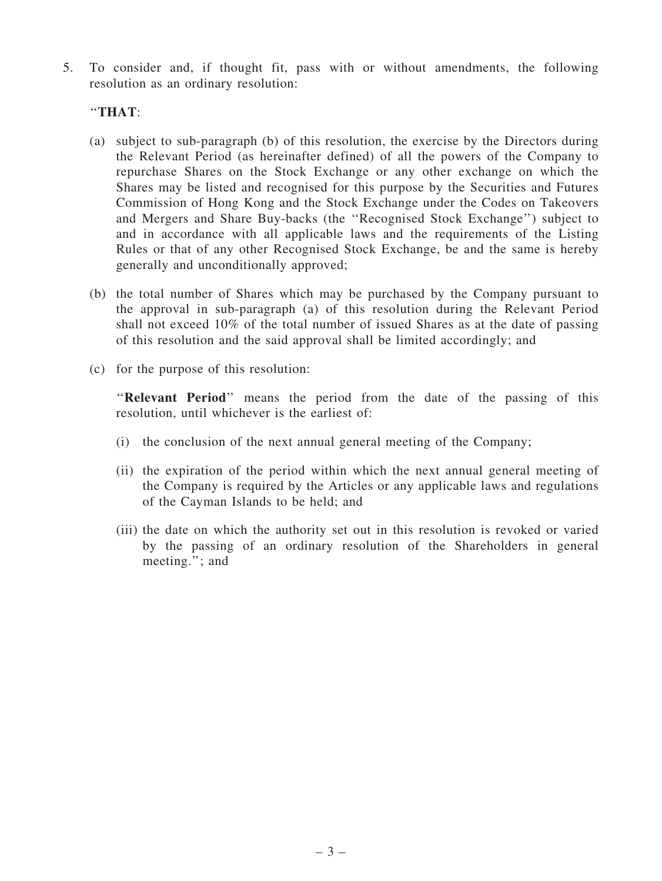5. To consider and, if thought fit, pass with or without amendments, the following resolution as an ordinary resolution:

 "**THAT**:

 (a) subject to sub-paragraph (b) of this resolution, the exercise by the Directors during the Relevant Period (as hereinafter defined) of all the powers of the Company to repurchase Shares on the Stock Exchange or any other exchange on which the Shares may be listed and recognised for this purpose by the Securities and Futures Commission of Hong Kong and the Stock Exchange under the Codes on Takeovers and Mergers and Share Buy-backs (the "Recognised Stock Exchange") subject to and in accordance with all applicable laws and the requirements of the Listing Rules or that of any other Recognised Stock Exchange, be and the same is hereby generally and unconditionally approved;

 (b) the total number of Shares which may be purchased by the Company pursuant to the approval in sub-paragraph (a) of this resolution during the Relevant Period shall not exceed 10% of the total number of issued Shares as at the date of passing of this resolution and the said approval shall be limited accordingly; and

 (c) for the purpose of this resolution:

 "**Relevant Period**" means the period from the date of the passing of this resolution, until whichever is the earliest of:

 (i) the conclusion of the next annual general meeting of the Company;

 (ii) the expiration of the period within which the next annual general meeting of the Company is required by the Articles or any applicable laws and regulations of the Cayman Islands to be held; and

 (iii) the date on which the authority set out in this resolution is revoked or varied by the passing of an ordinary resolution of the Shareholders in general meeting."; and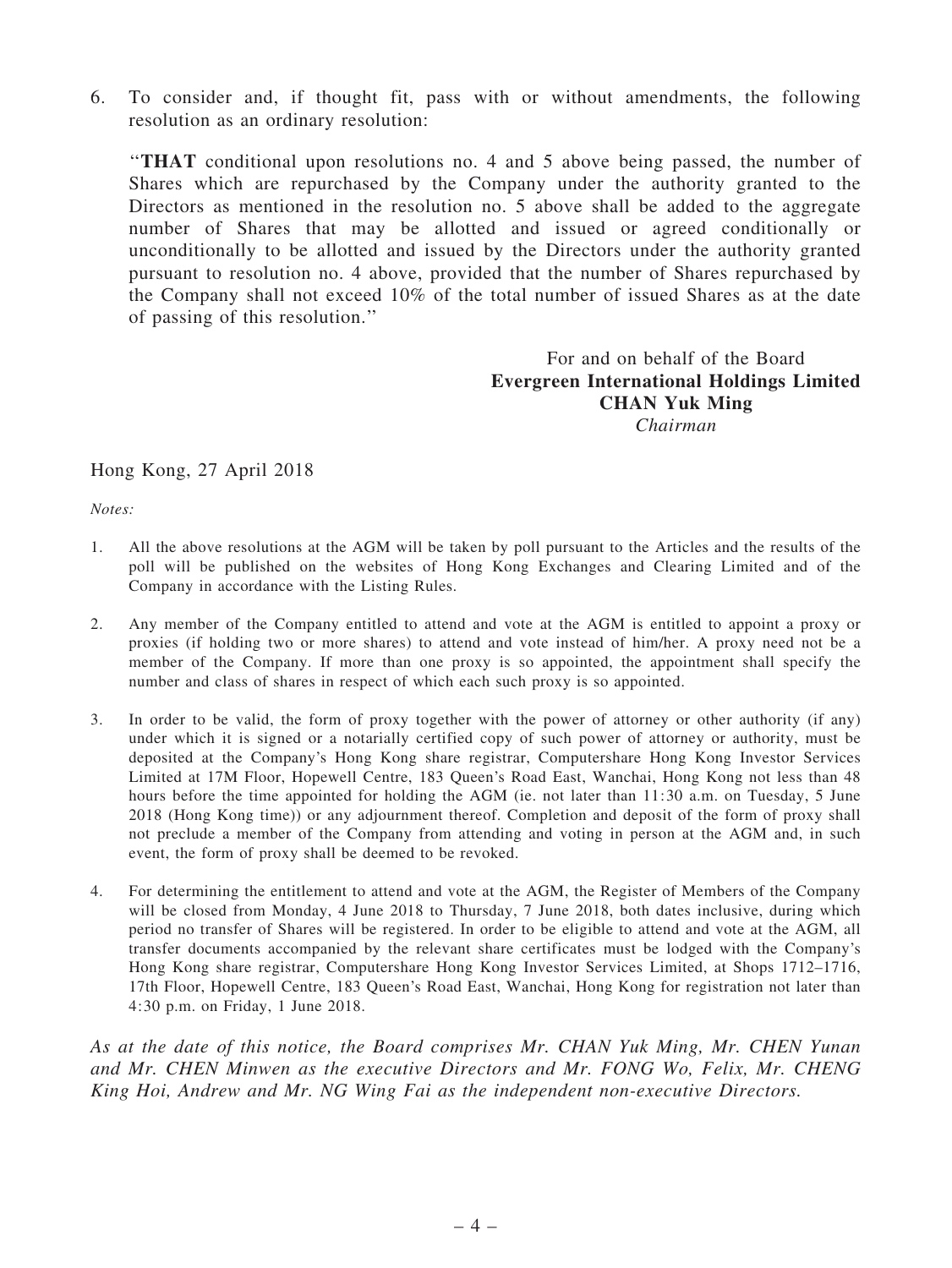6. To consider and, if thought fit, pass with or without amendments, the following resolution as an ordinary resolution:

   "**THAT** conditional upon resolutions no. 4 and 5 above being passed, the number of Shares which are repurchased by the Company under the authority granted to the Directors as mentioned in the resolution no. 5 above shall be added to the aggregate number of Shares that may be allotted and issued or agreed conditionally or unconditionally to be allotted and issued by the Directors under the authority granted pursuant to resolution no. 4 above, provided that the number of Shares repurchased by the Company shall not exceed 10% of the total number of issued Shares as at the date of passing of this resolution."

For and on behalf of the Board
**Evergreen International Holdings Limited**
**CHAN Yuk Ming**
*Chairman*

Hong Kong, 27 April 2018

*Notes:*

1. All the above resolutions at the AGM will be taken by poll pursuant to the Articles and the results of the poll will be published on the websites of Hong Kong Exchanges and Clearing Limited and of the Company in accordance with the Listing Rules.

2. Any member of the Company entitled to attend and vote at the AGM is entitled to appoint a proxy or proxies (if holding two or more shares) to attend and vote instead of him/her. A proxy need not be a member of the Company. If more than one proxy is so appointed, the appointment shall specify the number and class of shares in respect of which each such proxy is so appointed.

3. In order to be valid, the form of proxy together with the power of attorney or other authority (if any) under which it is signed or a notarially certified copy of such power of attorney or authority, must be deposited at the Company's Hong Kong share registrar, Computershare Hong Kong Investor Services Limited at 17M Floor, Hopewell Centre, 183 Queen's Road East, Wanchai, Hong Kong not less than 48 hours before the time appointed for holding the AGM (ie. not later than 11:30 a.m. on Tuesday, 5 June 2018 (Hong Kong time)) or any adjournment thereof. Completion and deposit of the form of proxy shall not preclude a member of the Company from attending and voting in person at the AGM and, in such event, the form of proxy shall be deemed to be revoked.

4. For determining the entitlement to attend and vote at the AGM, the Register of Members of the Company will be closed from Monday, 4 June 2018 to Thursday, 7 June 2018, both dates inclusive, during which period no transfer of Shares will be registered. In order to be eligible to attend and vote at the AGM, all transfer documents accompanied by the relevant share certificates must be lodged with the Company's Hong Kong share registrar, Computershare Hong Kong Investor Services Limited, at Shops 1712–1716, 17th Floor, Hopewell Centre, 183 Queen's Road East, Wanchai, Hong Kong for registration not later than 4:30 p.m. on Friday, 1 June 2018.

*As at the date of this notice, the Board comprises Mr. CHAN Yuk Ming, Mr. CHEN Yunan and Mr. CHEN Minwen as the executive Directors and Mr. FONG Wo, Felix, Mr. CHENG King Hoi, Andrew and Mr. NG Wing Fai as the independent non-executive Directors.*